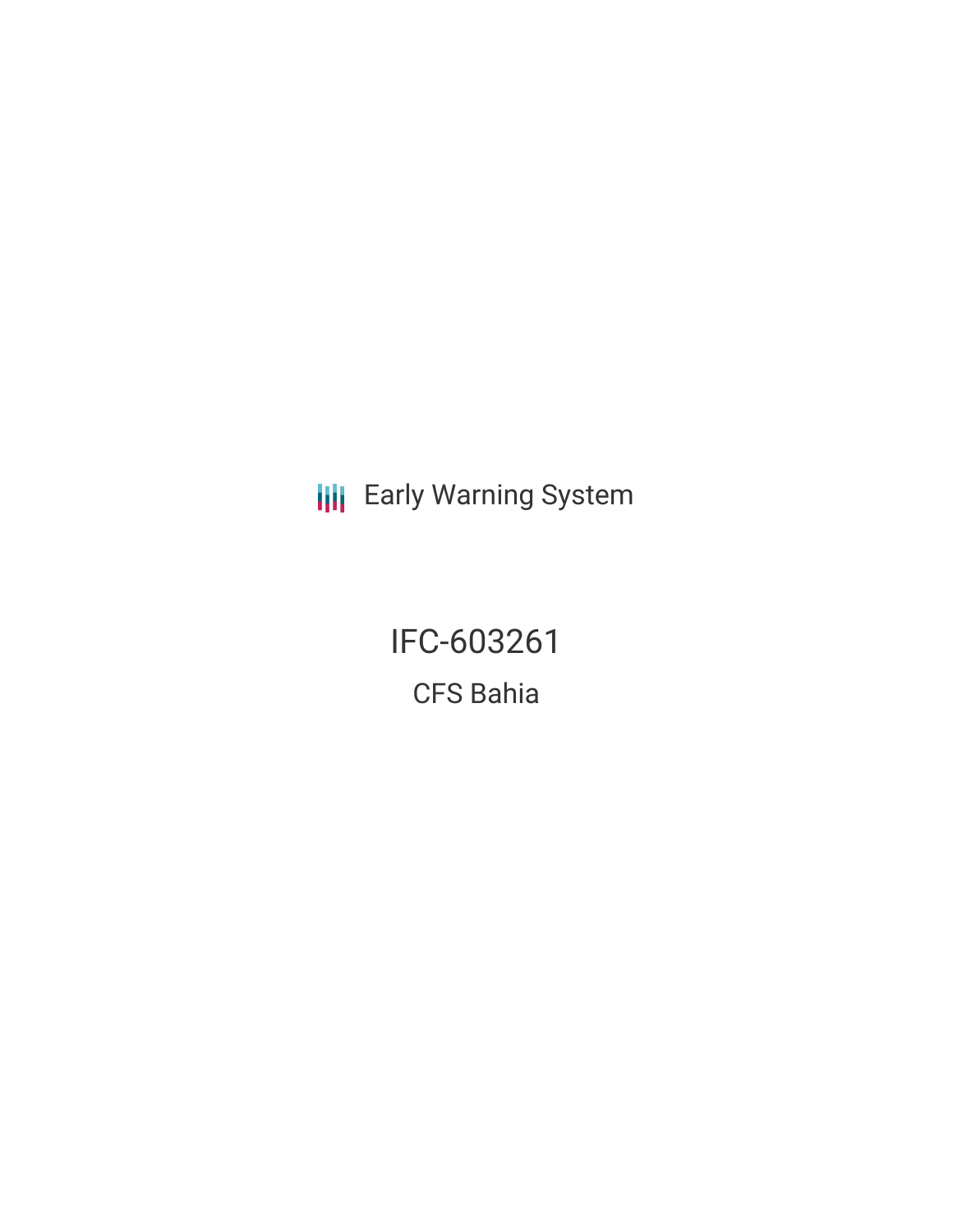Early Warning System

# IFC-603261

## CFS Bahia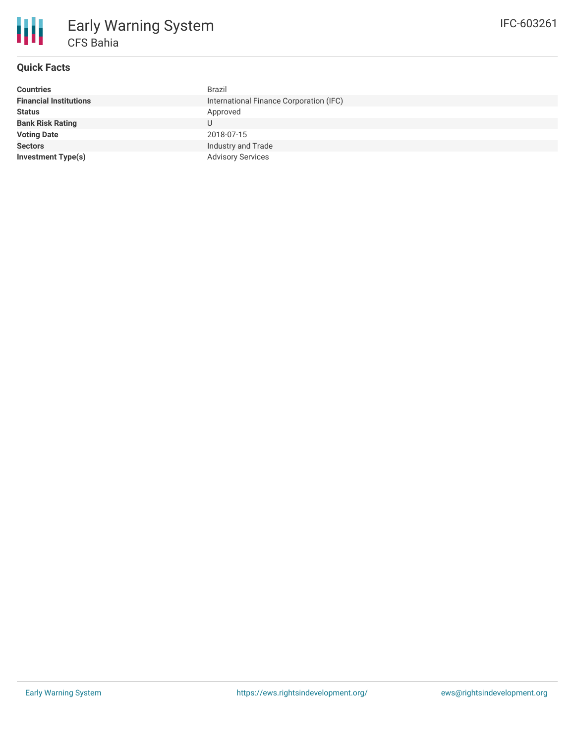# Early Warning System

## CFS Bahia

IFC-603261

### Quick Facts

| | |
|---|---|
| **Countries** | Brazil |
| **Financial Institutions** | International Finance Corporation (IFC) |
| **Status** | Approved |
| **Bank Risk Rating** | U |
| **Voting Date** | 2018-07-15 |
| **Sectors** | Industry and Trade |
| **Investment Type(s)** | Advisory Services |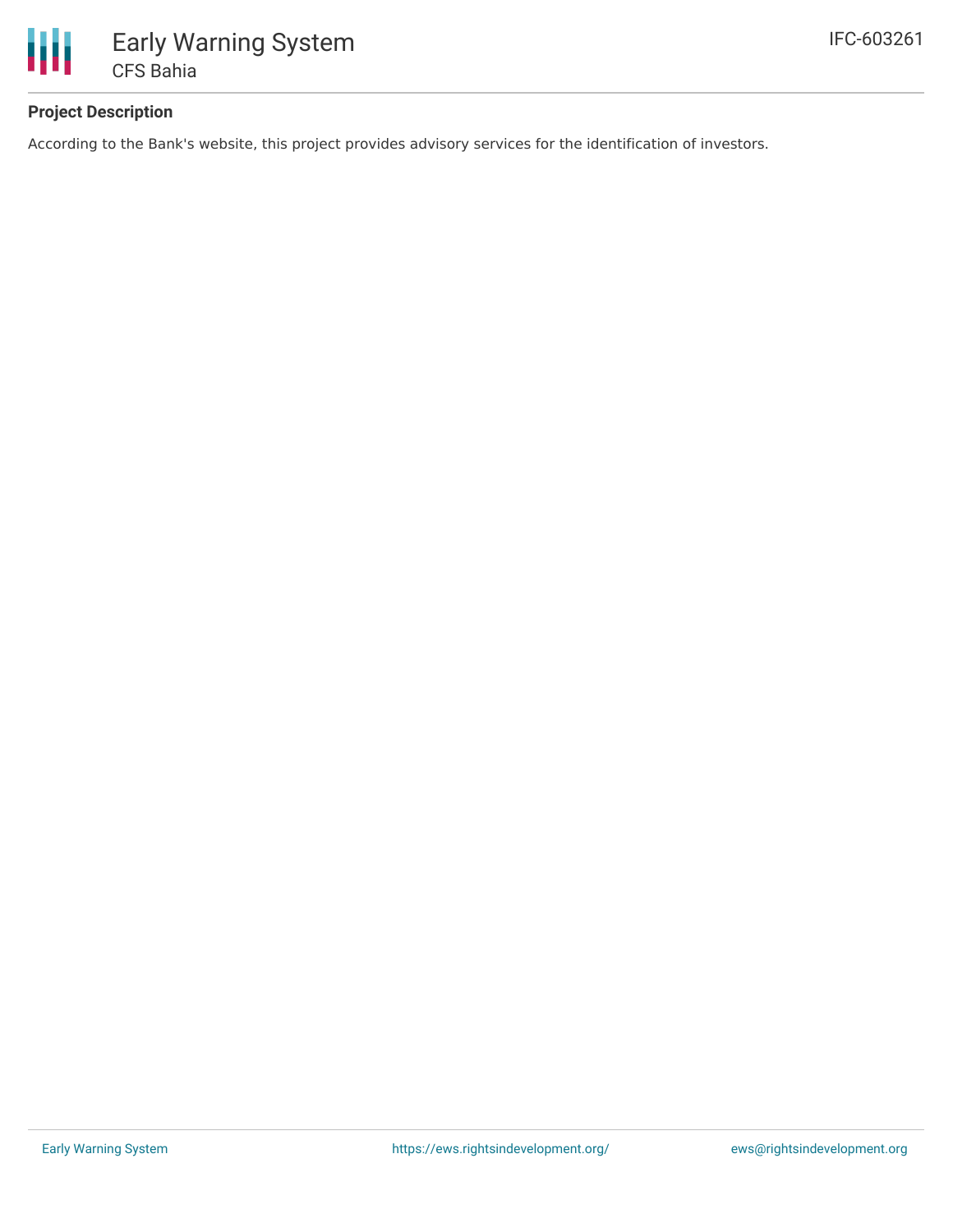### Project Description

According to the Bank's website, this project provides advisory services for the identification of investors.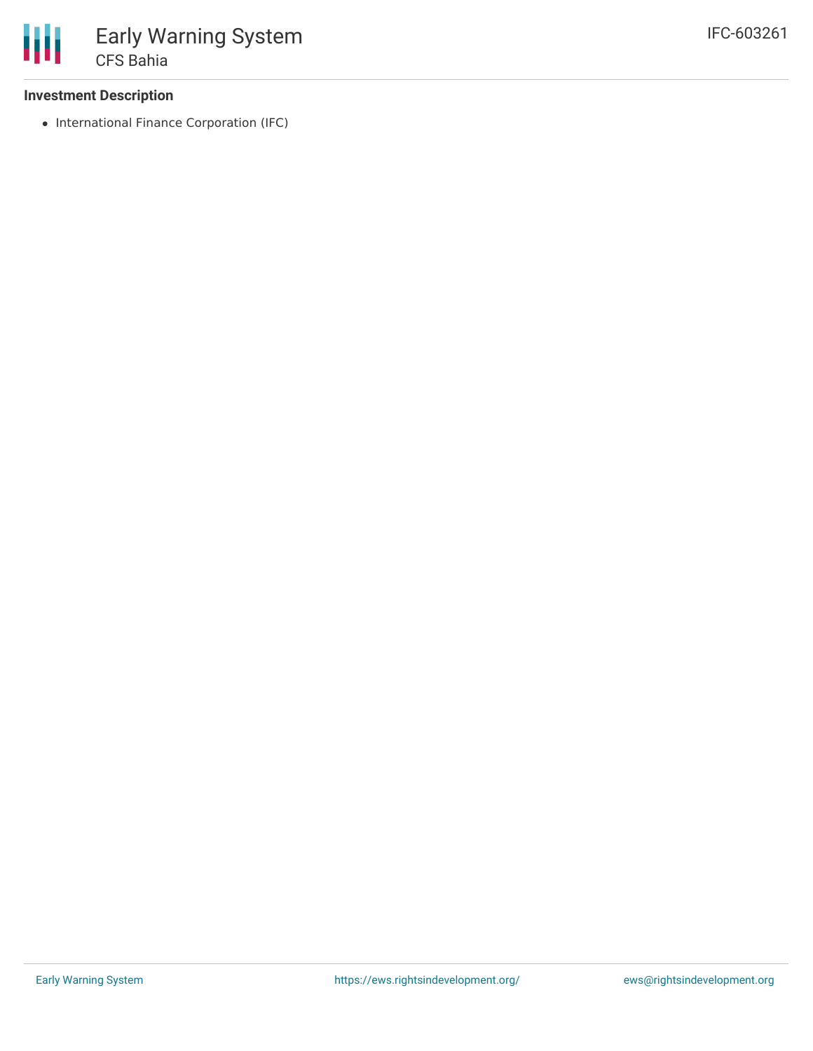### Investment Description

- International Finance Corporation (IFC)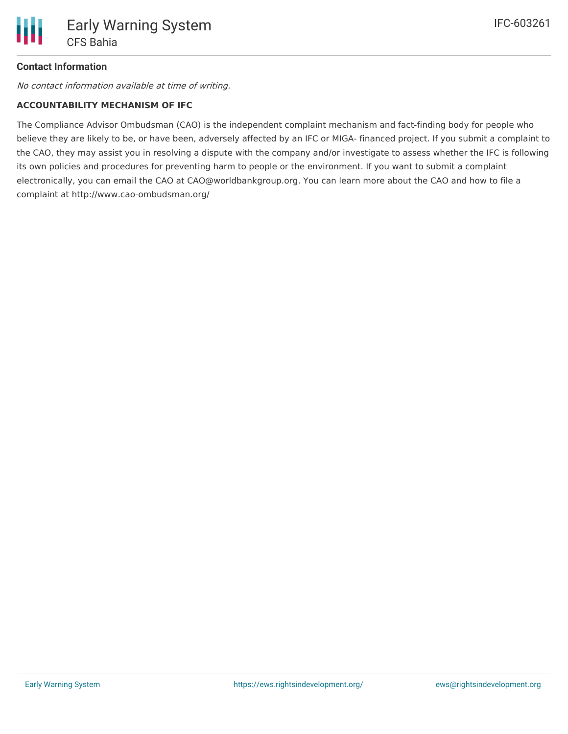**Contact Information**

*No contact information available at time of writing.*

**ACCOUNTABILITY MECHANISM OF IFC**

The Compliance Advisor Ombudsman (CAO) is the independent complaint mechanism and fact-finding body for people who believe they are likely to be, or have been, adversely affected by an IFC or MIGA- financed project. If you submit a complaint to the CAO, they may assist you in resolving a dispute with the company and/or investigate to assess whether the IFC is following its own policies and procedures for preventing harm to people or the environment. If you want to submit a complaint electronically, you can email the CAO at CAO@worldbankgroup.org. You can learn more about the CAO and how to file a complaint at http://www.cao-ombudsman.org/